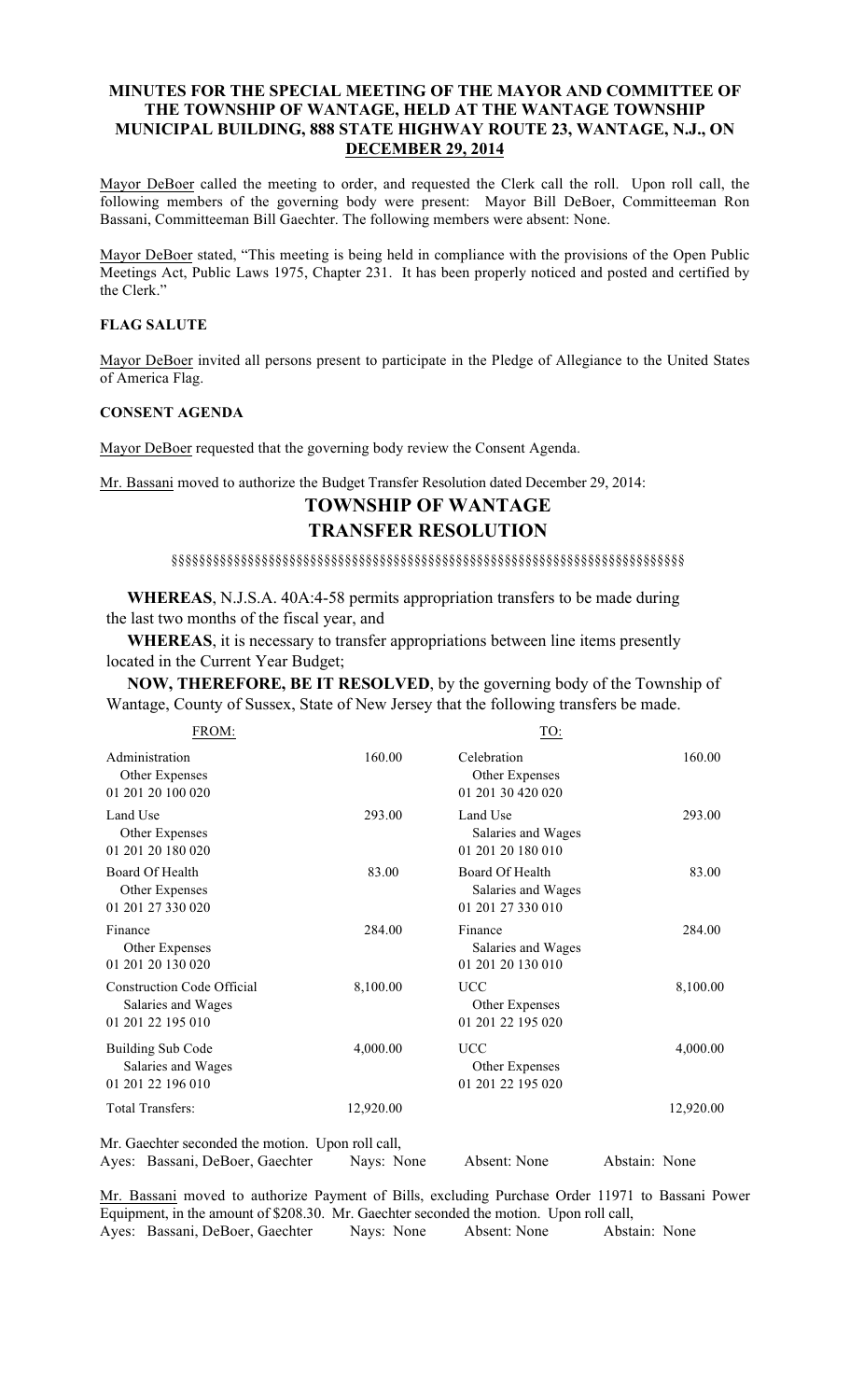# MINUTES FOR THE SPECIAL MEETING OF THE MAYOR AND COMMITTEE OF THE TOWNSHIP OF WANTAGE, HELD AT THE WANTAGE TOWNSHIP MUNICIPAL BUILDING, 888 STATE HIGHWAY ROUTE 23, WANTAGE, N.J., ON DECEMBER 29, 2014

Mayor DeBoer called the meeting to order, and requested the Clerk call the roll. Upon roll call, the following members of the governing body were present: Mayor Bill DeBoer, Committeeman Ron Bassani, Committeeman Bill Gaechter. The following members were absent: None.

Mayor DeBoer stated, "This meeting is being held in compliance with the provisions of the Open Public Meetings Act, Public Laws 1975, Chapter 231. It has been properly noticed and posted and certified by the Clerk."

**FLAG SALUTE**

Mayor DeBoer invited all persons present to participate in the Pledge of Allegiance to the United States of America Flag.

**CONSENT AGENDA**

Mayor DeBoer requested that the governing body review the Consent Agenda.

Mr. Bassani moved to authorize the Budget Transfer Resolution dated December 29, 2014:

## TOWNSHIP OF WANTAGE
## TRANSFER RESOLUTION

§§§§§§§§§§§§§§§§§§§§§§§§§§§§§§§§§§§§§§§§§§§§§§§§§§§§§§§§§§§§§§§§§§§§§§§§§§§

**WHEREAS**, N.J.S.A. 40A:4-58 permits appropriation transfers to be made during the last two months of the fiscal year, and

**WHEREAS**, it is necessary to transfer appropriations between line items presently located in the Current Year Budget;

**NOW, THEREFORE, BE IT RESOLVED**, by the governing body of the Township of Wantage, County of Sussex, State of New Jersey that the following transfers be made.

| FROM: | | TO: | |
|---|---|---|---|
| Administration<br>Other Expenses<br>01 201 20 100 020 | 160.00 | Celebration<br>Other Expenses<br>01 201 30 420 020 | 160.00 |
| Land Use<br>Other Expenses<br>01 201 20 180 020 | 293.00 | Land Use<br>Salaries and Wages<br>01 201 20 180 010 | 293.00 |
| Board Of Health<br>Other Expenses<br>01 201 27 330 020 | 83.00 | Board Of Health<br>Salaries and Wages<br>01 201 27 330 010 | 83.00 |
| Finance<br>Other Expenses<br>01 201 20 130 020 | 284.00 | Finance<br>Salaries and Wages<br>01 201 20 130 010 | 284.00 |
| Construction Code Official<br>Salaries and Wages<br>01 201 22 195 010 | 8,100.00 | UCC<br>Other Expenses<br>01 201 22 195 020 | 8,100.00 |
| Building Sub Code<br>Salaries and Wages<br>01 201 22 196 010 | 4,000.00 | UCC<br>Other Expenses<br>01 201 22 195 020 | 4,000.00 |
| Total Transfers: | 12,920.00 | | 12,920.00 |

Mr. Gaechter seconded the motion. Upon roll call,
Ayes: Bassani, DeBoer, Gaechter  Nays: None  Absent: None  Abstain: None

Mr. Bassani moved to authorize Payment of Bills, excluding Purchase Order 11971 to Bassani Power Equipment, in the amount of $208.30. Mr. Gaechter seconded the motion. Upon roll call,
Ayes: Bassani, DeBoer, Gaechter  Nays: None  Absent: None  Abstain: None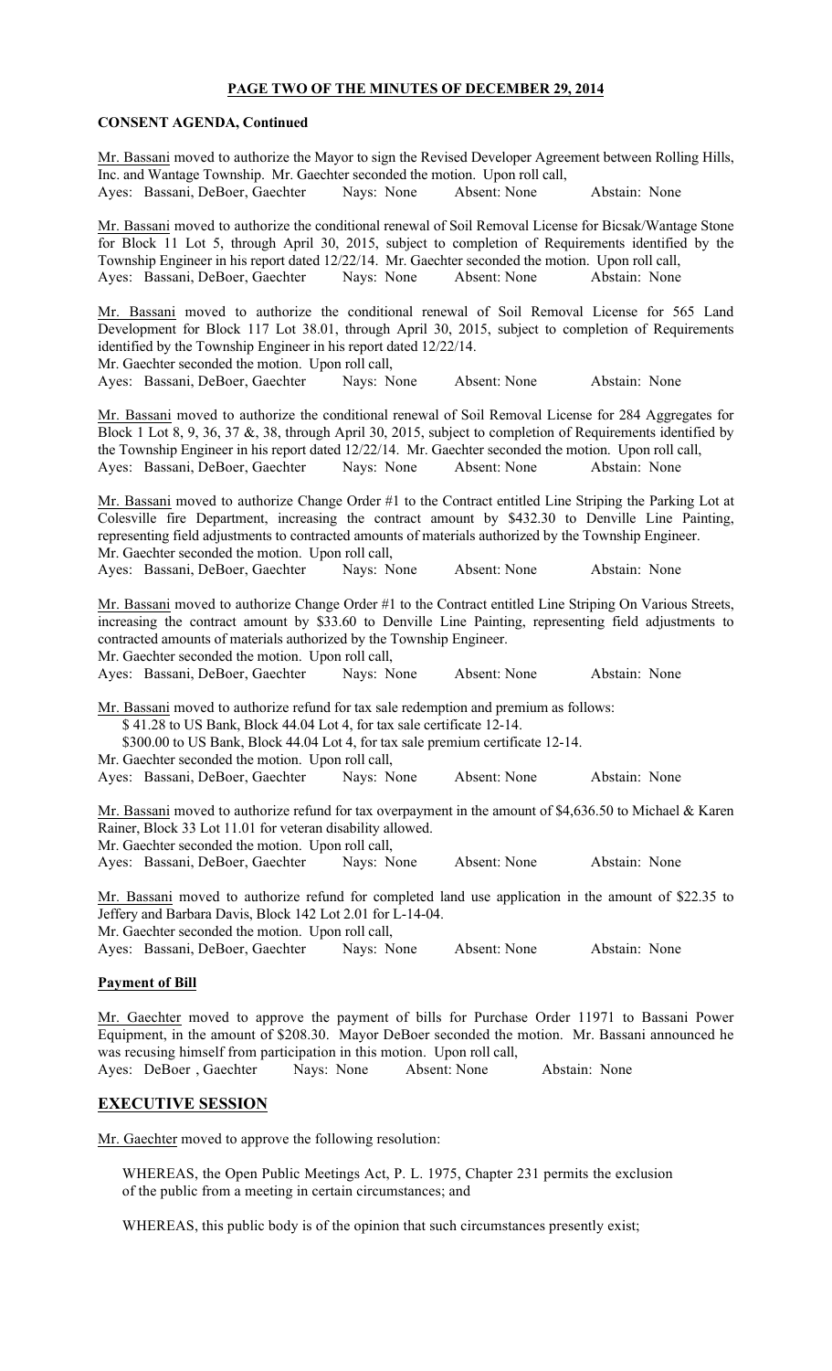**PAGE TWO OF THE MINUTES OF DECEMBER 29, 2014**

**CONSENT AGENDA, Continued**

Mr. Bassani moved to authorize the Mayor to sign the Revised Developer Agreement between Rolling Hills, Inc. and Wantage Township. Mr. Gaechter seconded the motion. Upon roll call,
Ayes: Bassani, DeBoer, Gaechter Nays: None Absent: None Abstain: None

Mr. Bassani moved to authorize the conditional renewal of Soil Removal License for Bicsak/Wantage Stone for Block 11 Lot 5, through April 30, 2015, subject to completion of Requirements identified by the Township Engineer in his report dated 12/22/14. Mr. Gaechter seconded the motion. Upon roll call,
Ayes: Bassani, DeBoer, Gaechter Nays: None Absent: None Abstain: None

Mr. Bassani moved to authorize the conditional renewal of Soil Removal License for 565 Land Development for Block 117 Lot 38.01, through April 30, 2015, subject to completion of Requirements identified by the Township Engineer in his report dated 12/22/14.
Mr. Gaechter seconded the motion. Upon roll call,
Ayes: Bassani, DeBoer, Gaechter Nays: None Absent: None Abstain: None

Mr. Bassani moved to authorize the conditional renewal of Soil Removal License for 284 Aggregates for Block 1 Lot 8, 9, 36, 37 &, 38, through April 30, 2015, subject to completion of Requirements identified by the Township Engineer in his report dated 12/22/14. Mr. Gaechter seconded the motion. Upon roll call,
Ayes: Bassani, DeBoer, Gaechter Nays: None Absent: None Abstain: None

Mr. Bassani moved to authorize Change Order #1 to the Contract entitled Line Striping the Parking Lot at Colesville fire Department, increasing the contract amount by $432.30 to Denville Line Painting, representing field adjustments to contracted amounts of materials authorized by the Township Engineer.
Mr. Gaechter seconded the motion. Upon roll call,
Ayes: Bassani, DeBoer, Gaechter Nays: None Absent: None Abstain: None

Mr. Bassani moved to authorize Change Order #1 to the Contract entitled Line Striping On Various Streets, increasing the contract amount by $33.60 to Denville Line Painting, representing field adjustments to contracted amounts of materials authorized by the Township Engineer.
Mr. Gaechter seconded the motion. Upon roll call,
Ayes: Bassani, DeBoer, Gaechter Nays: None Absent: None Abstain: None

Mr. Bassani moved to authorize refund for tax sale redemption and premium as follows:
$ 41.28 to US Bank, Block 44.04 Lot 4, for tax sale certificate 12-14.
$300.00 to US Bank, Block 44.04 Lot 4, for tax sale premium certificate 12-14.
Mr. Gaechter seconded the motion. Upon roll call,
Ayes: Bassani, DeBoer, Gaechter Nays: None Absent: None Abstain: None

Mr. Bassani moved to authorize refund for tax overpayment in the amount of $4,636.50 to Michael & Karen Rainer, Block 33 Lot 11.01 for veteran disability allowed.
Mr. Gaechter seconded the motion. Upon roll call,
Ayes: Bassani, DeBoer, Gaechter Nays: None Absent: None Abstain: None

Mr. Bassani moved to authorize refund for completed land use application in the amount of $22.35 to Jeffery and Barbara Davis, Block 142 Lot 2.01 for L-14-04.
Mr. Gaechter seconded the motion. Upon roll call,
Ayes: Bassani, DeBoer, Gaechter Nays: None Absent: None Abstain: None

**Payment of Bill**

Mr. Gaechter moved to approve the payment of bills for Purchase Order 11971 to Bassani Power Equipment, in the amount of $208.30. Mayor DeBoer seconded the motion. Mr. Bassani announced he was recusing himself from participation in this motion. Upon roll call,
Ayes: DeBoer , Gaechter Nays: None Absent: None Abstain: None

## EXECUTIVE SESSION

Mr. Gaechter moved to approve the following resolution:

WHEREAS, the Open Public Meetings Act, P. L. 1975, Chapter 231 permits the exclusion of the public from a meeting in certain circumstances; and

WHEREAS, this public body is of the opinion that such circumstances presently exist;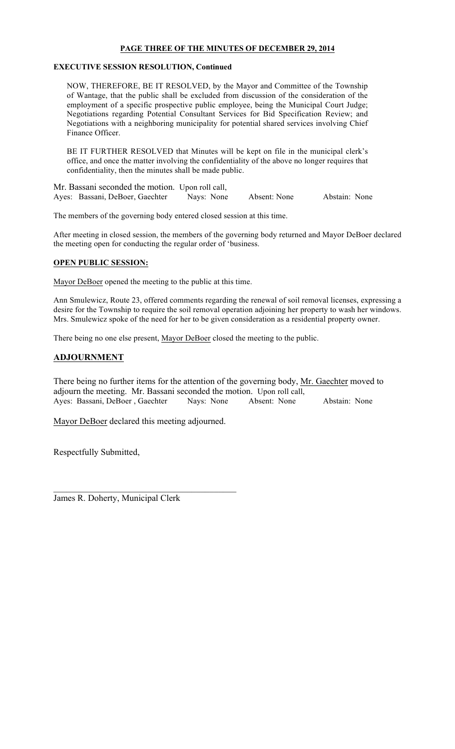**PAGE THREE OF THE MINUTES OF DECEMBER 29, 2014**

**EXECUTIVE SESSION RESOLUTION, Continued**

NOW, THEREFORE, BE IT RESOLVED, by the Mayor and Committee of the Township of Wantage, that the public shall be excluded from discussion of the consideration of the employment of a specific prospective public employee, being the Municipal Court Judge; Negotiations regarding Potential Consultant Services for Bid Specification Review; and Negotiations with a neighboring municipality for potential shared services involving Chief Finance Officer.

BE IT FURTHER RESOLVED that Minutes will be kept on file in the municipal clerk's office, and once the matter involving the confidentiality of the above no longer requires that confidentiality, then the minutes shall be made public.

Mr. Bassani seconded the motion. Upon roll call,
Ayes: Bassani, DeBoer, Gaechter Nays: None Absent: None Abstain: None

The members of the governing body entered closed session at this time.

After meeting in closed session, the members of the governing body returned and Mayor DeBoer declared the meeting open for conducting the regular order of 'business.

**OPEN PUBLIC SESSION:**

Mayor DeBoer opened the meeting to the public at this time.

Ann Smulewicz, Route 23, offered comments regarding the renewal of soil removal licenses, expressing a desire for the Township to require the soil removal operation adjoining her property to wash her windows. Mrs. Smulewicz spoke of the need for her to be given consideration as a residential property owner.

There being no one else present, Mayor DeBoer closed the meeting to the public.

## ADJOURNMENT

There being no further items for the attention of the governing body, Mr. Gaechter moved to adjourn the meeting. Mr. Bassani seconded the motion. Upon roll call,
Ayes: Bassani, DeBoer , Gaechter Nays: None Absent: None Abstain: None

Mayor DeBoer declared this meeting adjourned.

Respectfully Submitted,

\_\_\_\_\_\_\_\_\_\_\_\_\_\_\_\_\_\_\_\_\_\_\_\_\_\_\_\_\_\_\_\_\_\_\_\_\_\_\_\_

James R. Doherty, Municipal Clerk